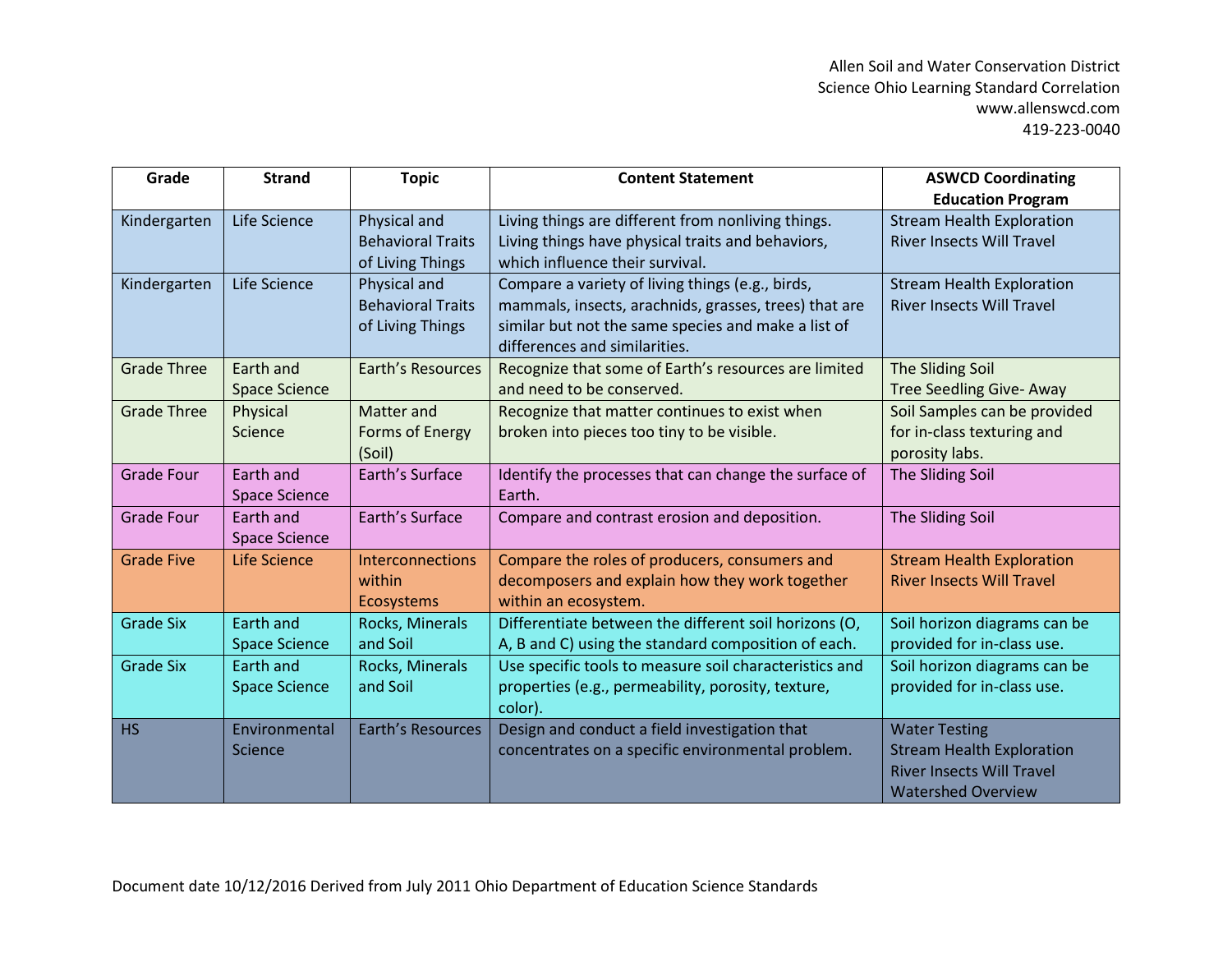Allen Soil and Water Conservation District
Science Ohio Learning Standard Correlation
www.allenswcd.com
419-223-0040

| Grade | Strand | Topic | Content Statement | ASWCD Coordinating Education Program |
|---|---|---|---|---|
| Kindergarten | Life Science | Physical and Behavioral Traits of Living Things | Living things are different from nonliving things. Living things have physical traits and behaviors, which influence their survival. | Stream Health Exploration<br>River Insects Will Travel |
| Kindergarten | Life Science | Physical and Behavioral Traits of Living Things | Compare a variety of living things (e.g., birds, mammals, insects, arachnids, grasses, trees) that are similar but not the same species and make a list of differences and similarities. | Stream Health Exploration<br>River Insects Will Travel |
| Grade Three | Earth and Space Science | Earth's Resources | Recognize that some of Earth's resources are limited and need to be conserved. | The Sliding Soil<br>Tree Seedling Give- Away |
| Grade Three | Physical Science | Matter and Forms of Energy (Soil) | Recognize that matter continues to exist when broken into pieces too tiny to be visible. | Soil Samples can be provided for in-class texturing and porosity labs. |
| Grade Four | Earth and Space Science | Earth's Surface | Identify the processes that can change the surface of Earth. | The Sliding Soil |
| Grade Four | Earth and Space Science | Earth's Surface | Compare and contrast erosion and deposition. | The Sliding Soil |
| Grade Five | Life Science | Interconnections within Ecosystems | Compare the roles of producers, consumers and decomposers and explain how they work together within an ecosystem. | Stream Health Exploration<br>River Insects Will Travel |
| Grade Six | Earth and Space Science | Rocks, Minerals and Soil | Differentiate between the different soil horizons (O, A, B and C) using the standard composition of each. | Soil horizon diagrams can be provided for in-class use. |
| Grade Six | Earth and Space Science | Rocks, Minerals and Soil | Use specific tools to measure soil characteristics and properties (e.g., permeability, porosity, texture, color). | Soil horizon diagrams can be provided for in-class use. |
| HS | Environmental Science | Earth's Resources | Design and conduct a field investigation that concentrates on a specific environmental problem. | Water Testing<br>Stream Health Exploration<br>River Insects Will Travel<br>Watershed Overview |

Document date 10/12/2016 Derived from July 2011 Ohio Department of Education Science Standards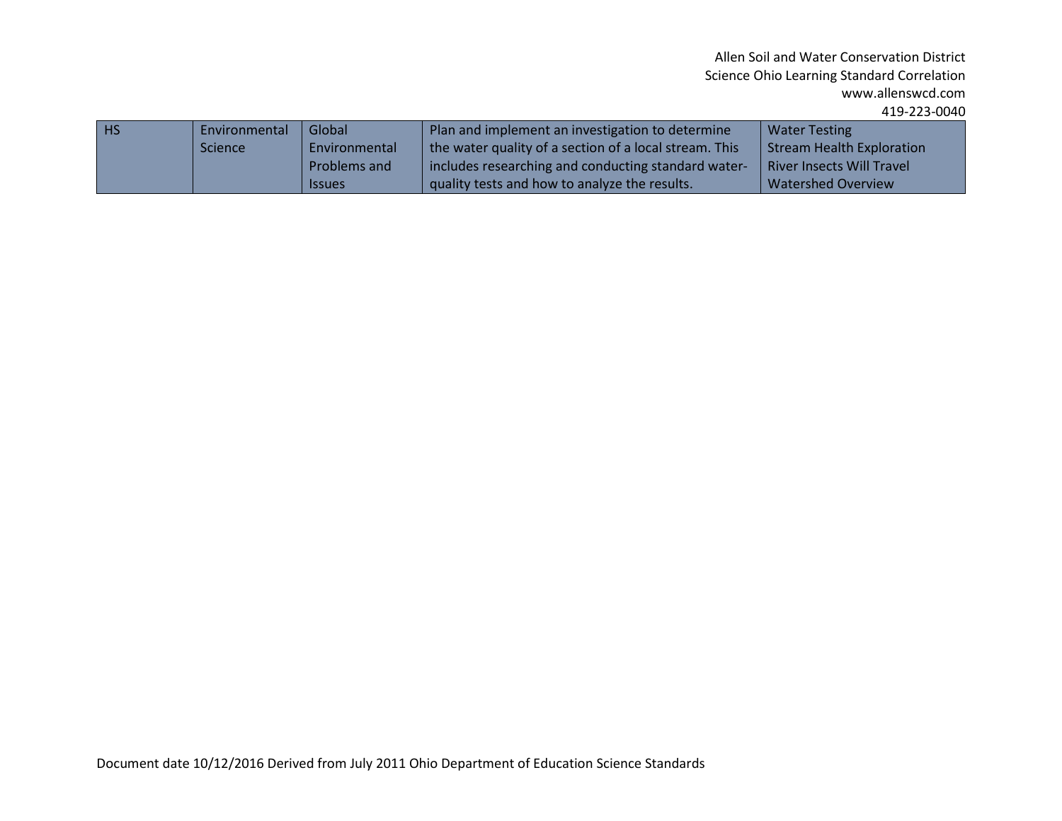| | | | | |
|---|---|---|---|---|
| HS | Environmental Science | Global Environmental Problems and Issues | Plan and implement an investigation to determine the water quality of a section of a local stream. This includes researching and conducting standard water-quality tests and how to analyze the results. | Water Testing<br>Stream Health Exploration<br>River Insects Will Travel<br>Watershed Overview |